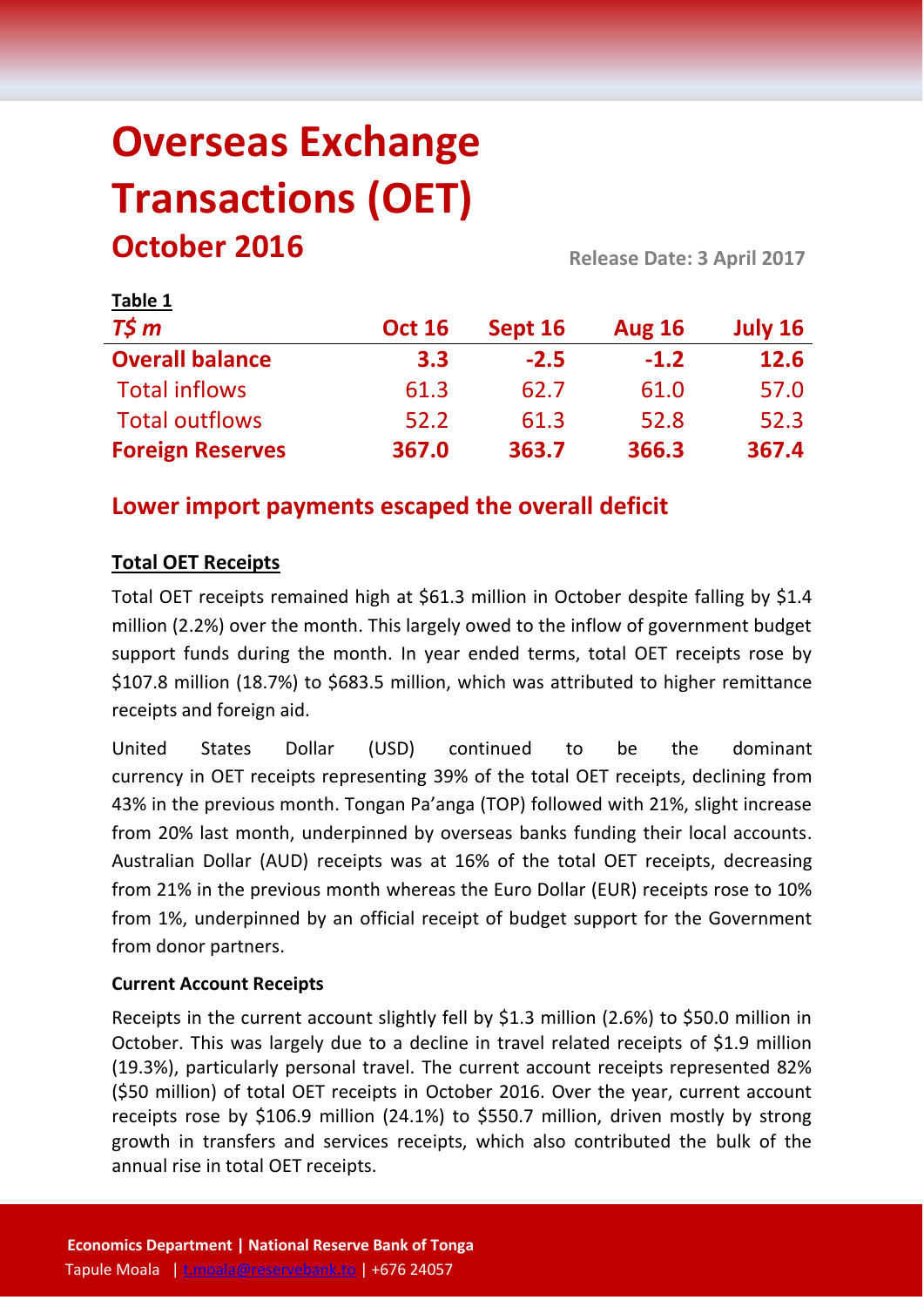# Overseas Exchange Transactions (OET)

## October 2016

**Release Date: 3 April 2017**

**Table 1**

| *T$ m* | Oct 16 | Sept 16 | Aug 16 | July 16 |
|---|---|---|---|---|
| **Overall balance** | **3.3** | **-2.5** | **-1.2** | **12.6** |
| Total inflows | 61.3 | 62.7 | 61.0 | 57.0 |
| Total outflows | 52.2 | 61.3 | 52.8 | 52.3 |
| **Foreign Reserves** | **367.0** | **363.7** | **366.3** | **367.4** |

## Lower import payments escaped the overall deficit

### Total OET Receipts

Total OET receipts remained high at $61.3 million in October despite falling by $1.4 million (2.2%) over the month. This largely owed to the inflow of government budget support funds during the month. In year ended terms, total OET receipts rose by $107.8 million (18.7%) to $683.5 million, which was attributed to higher remittance receipts and foreign aid.

United States Dollar (USD) continued to be the dominant currency in OET receipts representing 39% of the total OET receipts, declining from 43% in the previous month. Tongan Pa'anga (TOP) followed with 21%, slight increase from 20% last month, underpinned by overseas banks funding their local accounts. Australian Dollar (AUD) receipts was at 16% of the total OET receipts, decreasing from 21% in the previous month whereas the Euro Dollar (EUR) receipts rose to 10% from 1%, underpinned by an official receipt of budget support for the Government from donor partners.

**Current Account Receipts**

Receipts in the current account slightly fell by $1.3 million (2.6%) to $50.0 million in October. This was largely due to a decline in travel related receipts of $1.9 million (19.3%), particularly personal travel. The current account receipts represented 82% ($50 million) of total OET receipts in October 2016. Over the year, current account receipts rose by $106.9 million (24.1%) to $550.7 million, driven mostly by strong growth in transfers and services receipts, which also contributed the bulk of the annual rise in total OET receipts.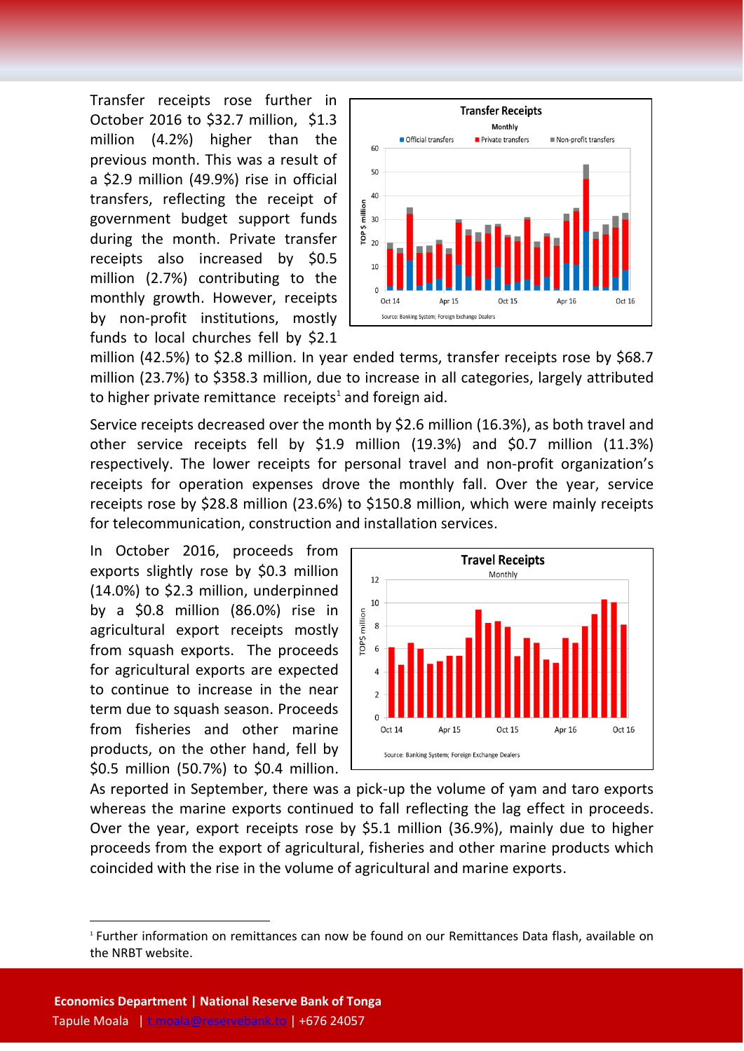Transfer receipts rose further in October 2016 to $32.7 million, $1.3 million (4.2%) higher than the previous month. This was a result of a $2.9 million (49.9%) rise in official transfers, reflecting the receipt of government budget support funds during the month. Private transfer receipts also increased by $0.5 million (2.7%) contributing to the monthly growth. However, receipts by non-profit institutions, mostly funds to local churches fell by $2.1 million (42.5%) to $2.8 million. In year ended terms, transfer receipts rose by $68.7 million (23.7%) to $358.3 million, due to increase in all categories, largely attributed to higher private remittance receipts[1] and foreign aid.

Service receipts decreased over the month by $2.6 million (16.3%), as both travel and other service receipts fell by $1.9 million (19.3%) and $0.7 million (11.3%) respectively. The lower receipts for personal travel and non-profit organization's receipts for operation expenses drove the monthly fall. Over the year, service receipts rose by $28.8 million (23.6%) to $150.8 million, which were mainly receipts for telecommunication, construction and installation services.

In October 2016, proceeds from exports slightly rose by $0.3 million (14.0%) to $2.3 million, underpinned by a $0.8 million (86.0%) rise in agricultural export receipts mostly from squash exports. The proceeds for agricultural exports are expected to continue to increase in the near term due to squash season. Proceeds from fisheries and other marine products, on the other hand, fell by $0.5 million (50.7%) to $0.4 million. As reported in September, there was a pick-up the volume of yam and taro exports whereas the marine exports continued to fall reflecting the lag effect in proceeds. Over the year, export receipts rose by $5.1 million (36.9%), mainly due to higher proceeds from the export of agricultural, fisheries and other marine products which coincided with the rise in the volume of agricultural and marine exports.

[1] Further information on remittances can now be found on our Remittances Data flash, available on the NRBT website.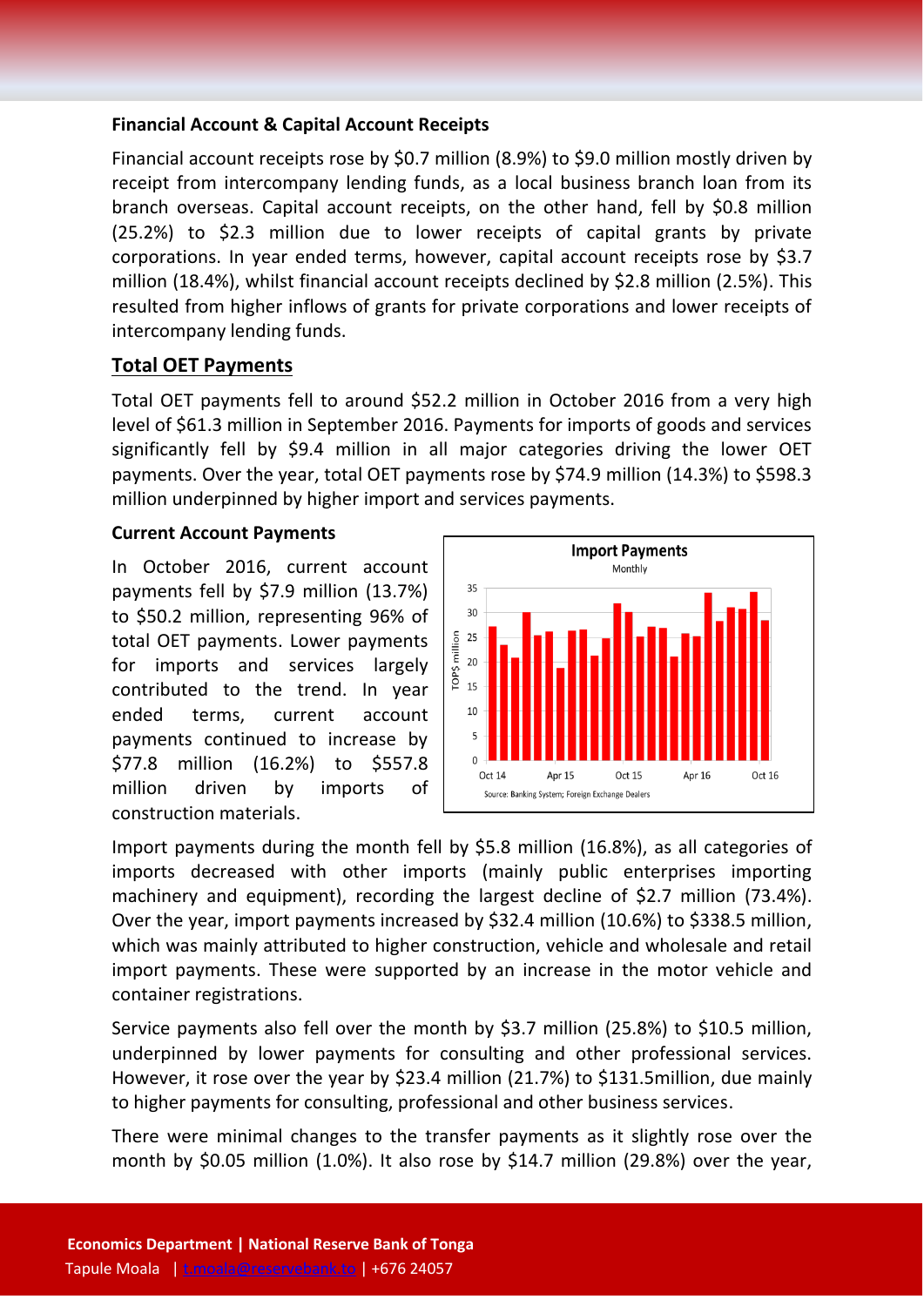**Financial Account & Capital Account Receipts**

Financial account receipts rose by $0.7 million (8.9%) to $9.0 million mostly driven by receipt from intercompany lending funds, as a local business branch loan from its branch overseas. Capital account receipts, on the other hand, fell by $0.8 million (25.2%) to $2.3 million due to lower receipts of capital grants by private corporations. In year ended terms, however, capital account receipts rose by $3.7 million (18.4%), whilst financial account receipts declined by $2.8 million (2.5%). This resulted from higher inflows of grants for private corporations and lower receipts of intercompany lending funds.

## Total OET Payments

Total OET payments fell to around $52.2 million in October 2016 from a very high level of $61.3 million in September 2016. Payments for imports of goods and services significantly fell by $9.4 million in all major categories driving the lower OET payments. Over the year, total OET payments rose by $74.9 million (14.3%) to $598.3 million underpinned by higher import and services payments.

**Current Account Payments**

In October 2016, current account payments fell by $7.9 million (13.7%) to $50.2 million, representing 96% of total OET payments. Lower payments for imports and services largely contributed to the trend. In year ended terms, current account payments continued to increase by $77.8 million (16.2%) to $557.8 million driven by imports of construction materials.

Import payments during the month fell by $5.8 million (16.8%), as all categories of imports decreased with other imports (mainly public enterprises importing machinery and equipment), recording the largest decline of $2.7 million (73.4%). Over the year, import payments increased by $32.4 million (10.6%) to $338.5 million, which was mainly attributed to higher construction, vehicle and wholesale and retail import payments. These were supported by an increase in the motor vehicle and container registrations.

Service payments also fell over the month by $3.7 million (25.8%) to $10.5 million, underpinned by lower payments for consulting and other professional services. However, it rose over the year by $23.4 million (21.7%) to $131.5million, due mainly to higher payments for consulting, professional and other business services.

There were minimal changes to the transfer payments as it slightly rose over the month by $0.05 million (1.0%). It also rose by $14.7 million (29.8%) over the year,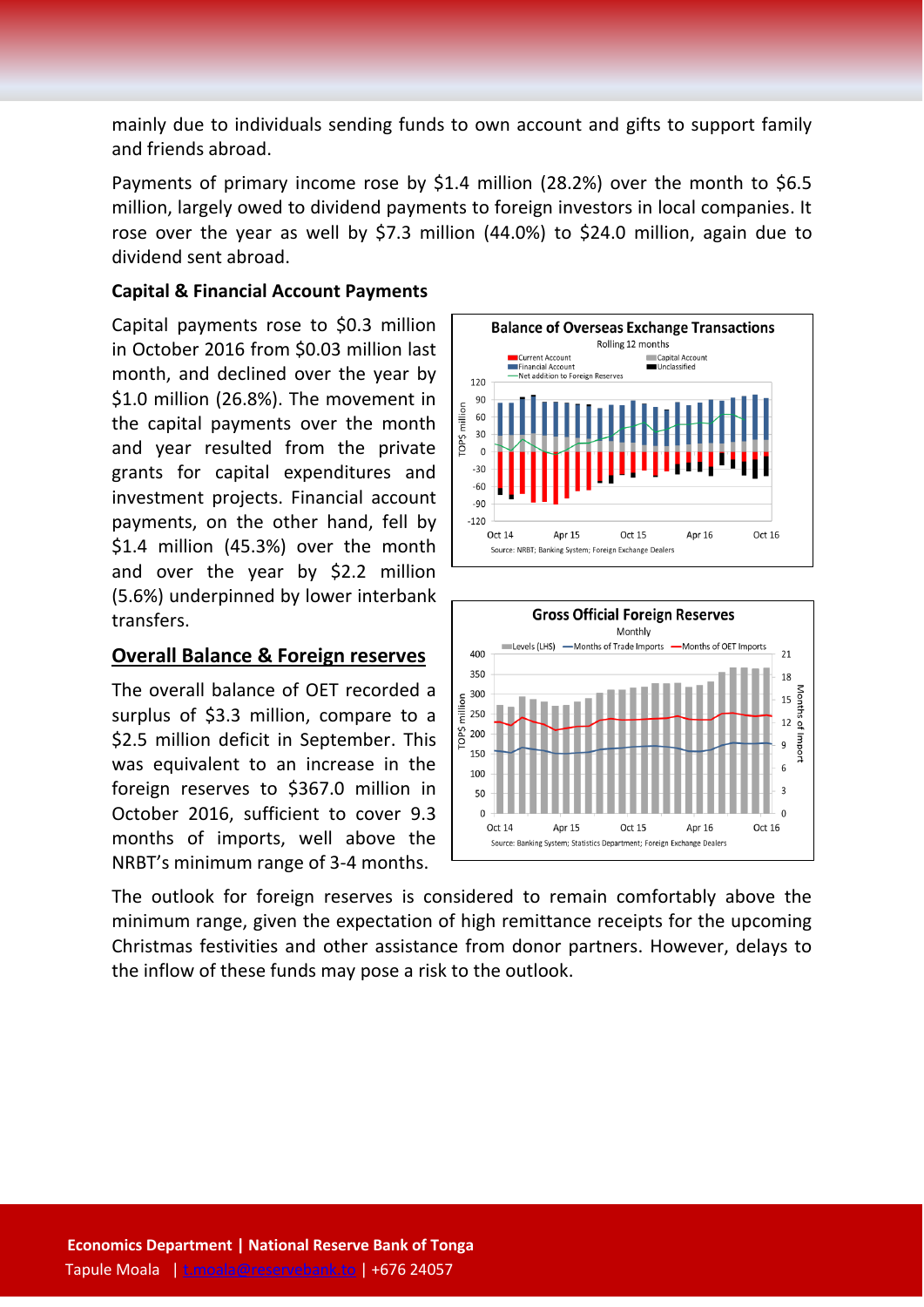mainly due to individuals sending funds to own account and gifts to support family and friends abroad.

Payments of primary income rose by $1.4 million (28.2%) over the month to $6.5 million, largely owed to dividend payments to foreign investors in local companies. It rose over the year as well by $7.3 million (44.0%) to $24.0 million, again due to dividend sent abroad.

**Capital & Financial Account Payments**

Capital payments rose to $0.3 million in October 2016 from $0.03 million last month, and declined over the year by $1.0 million (26.8%). The movement in the capital payments over the month and year resulted from the private grants for capital expenditures and investment projects. Financial account payments, on the other hand, fell by $1.4 million (45.3%) over the month and over the year by $2.2 million (5.6%) underpinned by lower interbank transfers.

## Overall Balance & Foreign reserves

The overall balance of OET recorded a surplus of $3.3 million, compare to a $2.5 million deficit in September. This was equivalent to an increase in the foreign reserves to $367.0 million in October 2016, sufficient to cover 9.3 months of imports, well above the NRBT's minimum range of 3-4 months.

The outlook for foreign reserves is considered to remain comfortably above the minimum range, given the expectation of high remittance receipts for the upcoming Christmas festivities and other assistance from donor partners. However, delays to the inflow of these funds may pose a risk to the outlook.

**Economics Department | National Reserve Bank of Tonga**
Tapule Moala | t.moala@reservebank.to | +676 24057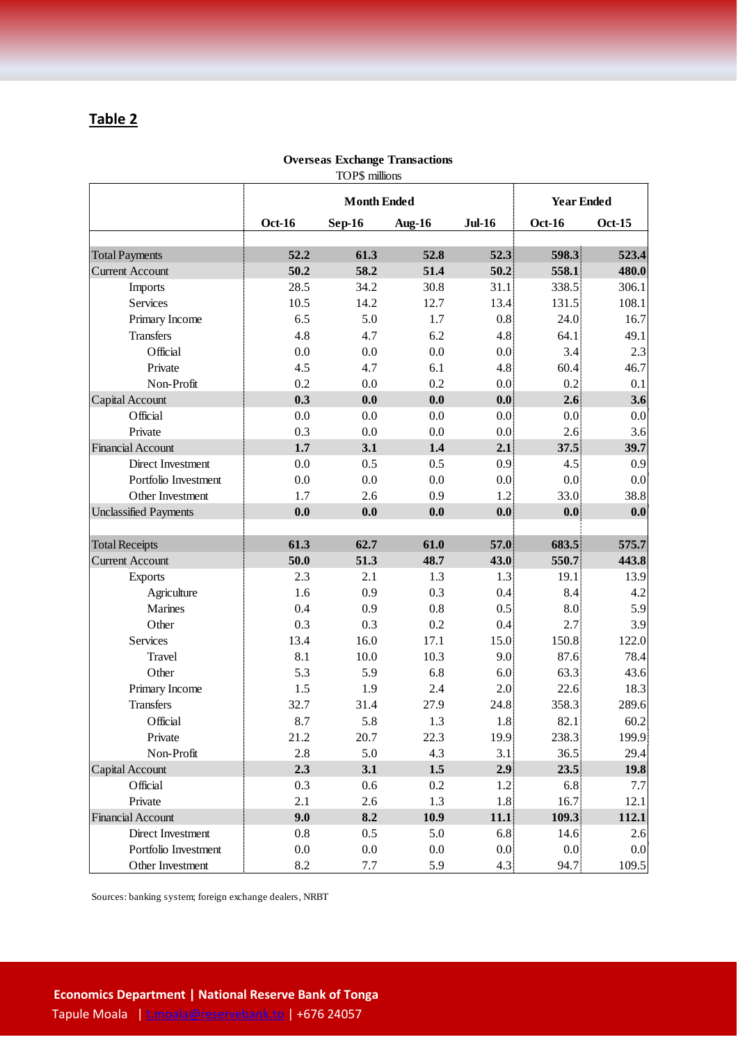## Table 2

**Overseas Exchange Transactions**
TOP$ millions

| | Month Ended | | | | Year Ended | |
|---|---|---|---|---|---|---|
| | **Oct-16** | **Sep-16** | **Aug-16** | **Jul-16** | **Oct-16** | **Oct-15** |
| Total Payments | **52.2** | **61.3** | **52.8** | **52.3** | **598.3** | **523.4** |
| Current Account | **50.2** | **58.2** | **51.4** | **50.2** | **558.1** | **480.0** |
| Imports | 28.5 | 34.2 | 30.8 | 31.1 | 338.5 | 306.1 |
| Services | 10.5 | 14.2 | 12.7 | 13.4 | 131.5 | 108.1 |
| Primary Income | 6.5 | 5.0 | 1.7 | 0.8 | 24.0 | 16.7 |
| Transfers | 4.8 | 4.7 | 6.2 | 4.8 | 64.1 | 49.1 |
| Official | 0.0 | 0.0 | 0.0 | 0.0 | 3.4 | 2.3 |
| Private | 4.5 | 4.7 | 6.1 | 4.8 | 60.4 | 46.7 |
| Non-Profit | 0.2 | 0.0 | 0.2 | 0.0 | 0.2 | 0.1 |
| Capital Account | **0.3** | **0.0** | **0.0** | **0.0** | **2.6** | **3.6** |
| Official | 0.0 | 0.0 | 0.0 | 0.0 | 0.0 | 0.0 |
| Private | 0.3 | 0.0 | 0.0 | 0.0 | 2.6 | 3.6 |
| Financial Account | **1.7** | **3.1** | **1.4** | **2.1** | **37.5** | **39.7** |
| Direct Investment | 0.0 | 0.5 | 0.5 | 0.9 | 4.5 | 0.9 |
| Portfolio Investment | 0.0 | 0.0 | 0.0 | 0.0 | 0.0 | 0.0 |
| Other Investment | 1.7 | 2.6 | 0.9 | 1.2 | 33.0 | 38.8 |
| Unclassified Payments | **0.0** | **0.0** | **0.0** | **0.0** | **0.0** | **0.0** |
| | | | | | | |
| Total Receipts | **61.3** | **62.7** | **61.0** | **57.0** | **683.5** | **575.7** |
| Current Account | **50.0** | **51.3** | **48.7** | **43.0** | **550.7** | **443.8** |
| Exports | 2.3 | 2.1 | 1.3 | 1.3 | 19.1 | 13.9 |
| Agriculture | 1.6 | 0.9 | 0.3 | 0.4 | 8.4 | 4.2 |
| Marines | 0.4 | 0.9 | 0.8 | 0.5 | 8.0 | 5.9 |
| Other | 0.3 | 0.3 | 0.2 | 0.4 | 2.7 | 3.9 |
| Services | 13.4 | 16.0 | 17.1 | 15.0 | 150.8 | 122.0 |
| Travel | 8.1 | 10.0 | 10.3 | 9.0 | 87.6 | 78.4 |
| Other | 5.3 | 5.9 | 6.8 | 6.0 | 63.3 | 43.6 |
| Primary Income | 1.5 | 1.9 | 2.4 | 2.0 | 22.6 | 18.3 |
| Transfers | 32.7 | 31.4 | 27.9 | 24.8 | 358.3 | 289.6 |
| Official | 8.7 | 5.8 | 1.3 | 1.8 | 82.1 | 60.2 |
| Private | 21.2 | 20.7 | 22.3 | 19.9 | 238.3 | 199.9 |
| Non-Profit | 2.8 | 5.0 | 4.3 | 3.1 | 36.5 | 29.4 |
| Capital Account | **2.3** | **3.1** | **1.5** | **2.9** | **23.5** | **19.8** |
| Official | 0.3 | 0.6 | 0.2 | 1.2 | 6.8 | 7.7 |
| Private | 2.1 | 2.6 | 1.3 | 1.8 | 16.7 | 12.1 |
| Financial Account | **9.0** | **8.2** | **10.9** | **11.1** | **109.3** | **112.1** |
| Direct Investment | 0.8 | 0.5 | 5.0 | 6.8 | 14.6 | 2.6 |
| Portfolio Investment | 0.0 | 0.0 | 0.0 | 0.0 | 0.0 | 0.0 |
| Other Investment | 8.2 | 7.7 | 5.9 | 4.3 | 94.7 | 109.5 |

Sources: banking system; foreign exchange dealers, NRBT

**Economics Department | National Reserve Bank of Tonga**

Tapule Moala | t.moala@reservebank.to | +676 24057